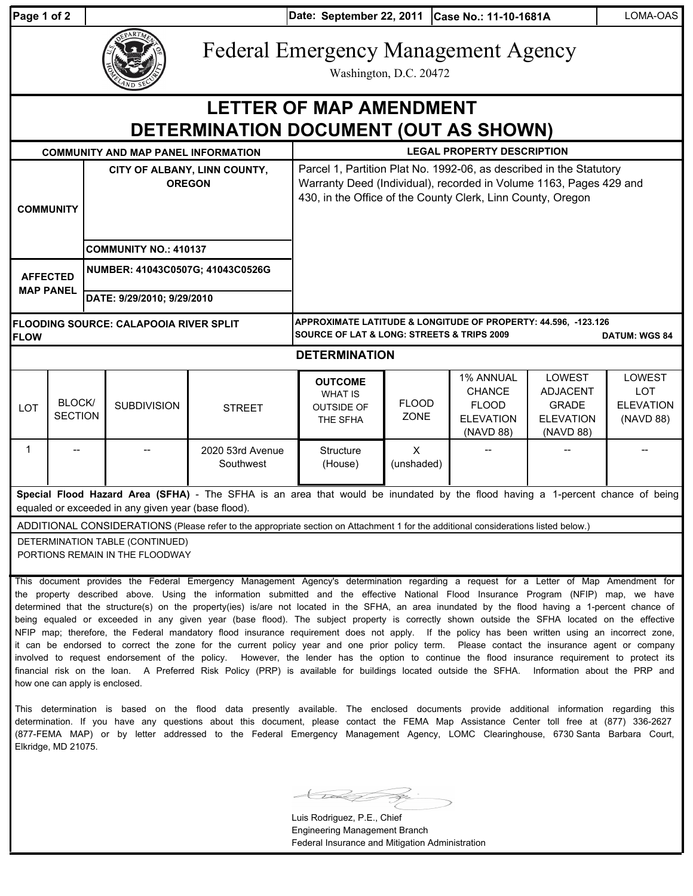Date: September 22, 2011 | Case No.: 11-10-1681A | LOMA-OAS

# Federal Emergency Management Agency

Washington, D.C. 20472

# LETTER OF MAP AMENDMENT DETERMINATION DOCUMENT (OUT AS SHOWN)

| COMMUNITY AND MAP PANEL INFORMATION | | LEGAL PROPERTY DESCRIPTION |
|---|---|---|
| COMMUNITY | CITY OF ALBANY, LINN COUNTY, OREGON | Parcel 1, Partition Plat No. 1992-06, as described in the Statutory Warranty Deed (Individual), recorded in Volume 1163, Pages 429 and 430, in the Office of the County Clerk, Linn County, Oregon |
| | COMMUNITY NO.: 410137 | |
| AFFECTED MAP PANEL | NUMBER: 41043C0507G; 41043C0526G | |
| | DATE: 9/29/2010; 9/29/2010 | |
| FLOODING SOURCE: CALAPOOIA RIVER SPLIT FLOW | | APPROXIMATE LATITUDE & LONGITUDE OF PROPERTY: 44.596, -123.126<br>SOURCE OF LAT & LONG: STREETS & TRIPS 2009 DATUM: WGS 84 |

## DETERMINATION

| LOT | BLOCK/ SECTION | SUBDIVISION | STREET | OUTCOME WHAT IS OUTSIDE OF THE SFHA | FLOOD ZONE | 1% ANNUAL CHANCE FLOOD ELEVATION (NAVD 88) | LOWEST ADJACENT GRADE ELEVATION (NAVD 88) | LOWEST LOT ELEVATION (NAVD 88) |
|---|---|---|---|---|---|---|---|---|
| 1 | -- | -- | 2020 53rd Avenue Southwest | Structure (House) | X (unshaded) | -- | -- | -- |

**Special Flood Hazard Area (SFHA)** - The SFHA is an area that would be inundated by the flood having a 1-percent chance of being equaled or exceeded in any given year (base flood).

ADDITIONAL CONSIDERATIONS (Please refer to the appropriate section on Attachment 1 for the additional considerations listed below.)

DETERMINATION TABLE (CONTINUED)
PORTIONS REMAIN IN THE FLOODWAY

This document provides the Federal Emergency Management Agency's determination regarding a request for a Letter of Map Amendment for the property described above. Using the information submitted and the effective National Flood Insurance Program (NFIP) map, we have determined that the structure(s) on the property(ies) is/are not located in the SFHA, an area inundated by the flood having a 1-percent chance of being equaled or exceeded in any given year (base flood). The subject property is correctly shown outside the SFHA located on the effective NFIP map; therefore, the Federal mandatory flood insurance requirement does not apply. If the policy has been written using an incorrect zone, it can be endorsed to correct the zone for the current policy year and one prior policy term. Please contact the insurance agent or company involved to request endorsement of the policy. However, the lender has the option to continue the flood insurance requirement to protect its financial risk on the loan. A Preferred Risk Policy (PRP) is available for buildings located outside the SFHA. Information about the PRP and how one can apply is enclosed.

This determination is based on the flood data presently available. The enclosed documents provide additional information regarding this determination. If you have any questions about this document, please contact the FEMA Map Assistance Center toll free at (877) 336-2627 (877-FEMA MAP) or by letter addressed to the Federal Emergency Management Agency, LOMC Clearinghouse, 6730 Santa Barbara Court, Elkridge, MD 21075.

Luis Rodriguez, P.E., Chief
Engineering Management Branch
Federal Insurance and Mitigation Administration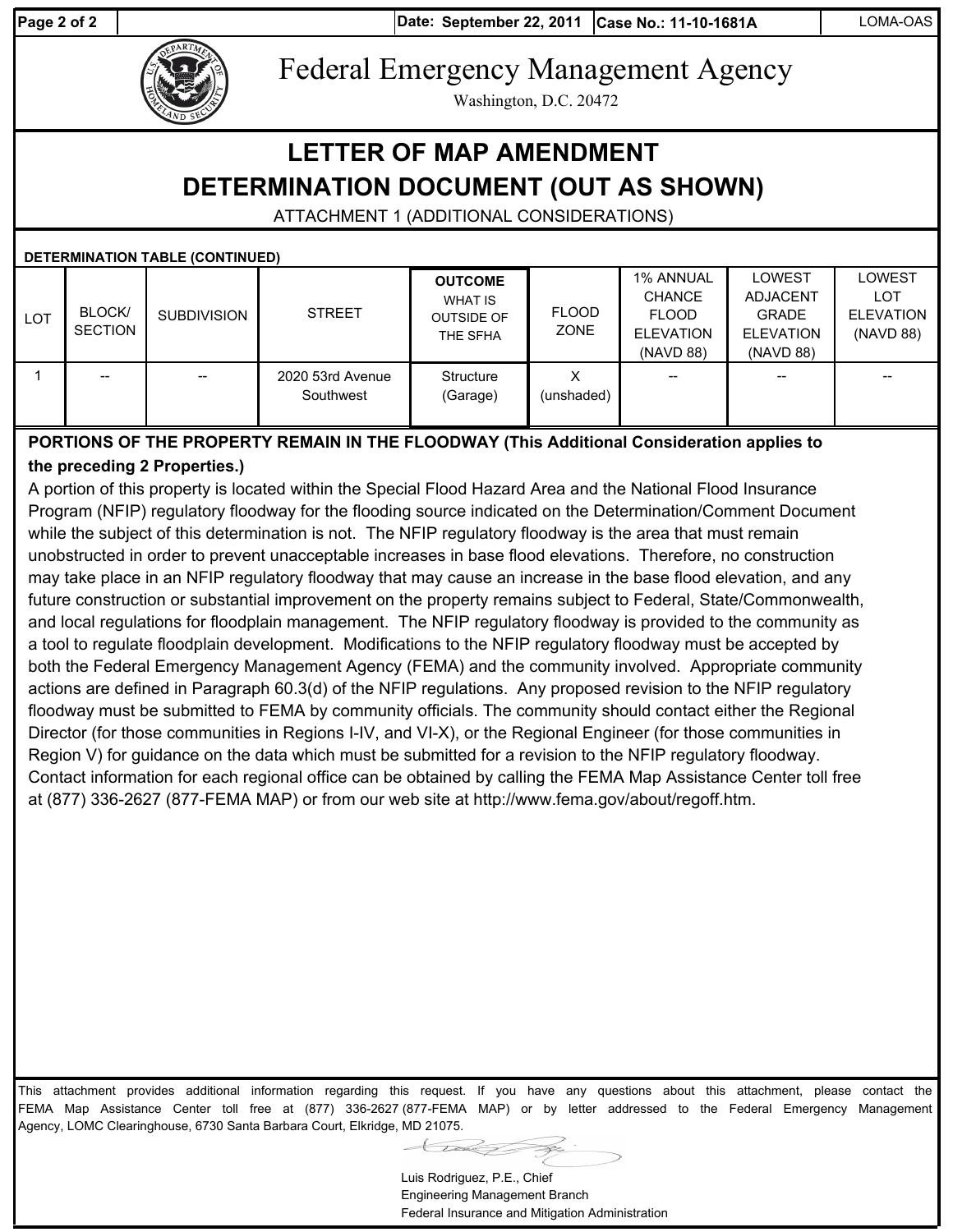Date: September 22, 2011 | Case No.: 11-10-1681A | LOMA-OAS

# Federal Emergency Management Agency

Washington, D.C. 20472

## LETTER OF MAP AMENDMENT DETERMINATION DOCUMENT (OUT AS SHOWN)

ATTACHMENT 1 (ADDITIONAL CONSIDERATIONS)

**DETERMINATION TABLE (CONTINUED)**

| LOT | BLOCK/ SECTION | SUBDIVISION | STREET | OUTCOME WHAT IS OUTSIDE OF THE SFHA | FLOOD ZONE | 1% ANNUAL CHANCE FLOOD ELEVATION (NAVD 88) | LOWEST ADJACENT GRADE ELEVATION (NAVD 88) | LOWEST LOT ELEVATION (NAVD 88) |
|---|---|---|---|---|---|---|---|---|
| 1 | -- | -- | 2020 53rd Avenue Southwest | Structure (Garage) | X (unshaded) | -- | -- | -- |

**PORTIONS OF THE PROPERTY REMAIN IN THE FLOODWAY (This Additional Consideration applies to the preceding 2 Properties.)**

A portion of this property is located within the Special Flood Hazard Area and the National Flood Insurance Program (NFIP) regulatory floodway for the flooding source indicated on the Determination/Comment Document while the subject of this determination is not. The NFIP regulatory floodway is the area that must remain unobstructed in order to prevent unacceptable increases in base flood elevations. Therefore, no construction may take place in an NFIP regulatory floodway that may cause an increase in the base flood elevation, and any future construction or substantial improvement on the property remains subject to Federal, State/Commonwealth, and local regulations for floodplain management. The NFIP regulatory floodway is provided to the community as a tool to regulate floodplain development. Modifications to the NFIP regulatory floodway must be accepted by both the Federal Emergency Management Agency (FEMA) and the community involved. Appropriate community actions are defined in Paragraph 60.3(d) of the NFIP regulations. Any proposed revision to the NFIP regulatory floodway must be submitted to FEMA by community officials. The community should contact either the Regional Director (for those communities in Regions I-IV, and VI-X), or the Regional Engineer (for those communities in Region V) for guidance on the data which must be submitted for a revision to the NFIP regulatory floodway. Contact information for each regional office can be obtained by calling the FEMA Map Assistance Center toll free at (877) 336-2627 (877-FEMA MAP) or from our web site at http://www.fema.gov/about/regoff.htm.

This attachment provides additional information regarding this request. If you have any questions about this attachment, please contact the FEMA Map Assistance Center toll free at (877) 336-2627 (877-FEMA MAP) or by letter addressed to the Federal Emergency Management Agency, LOMC Clearinghouse, 6730 Santa Barbara Court, Elkridge, MD 21075.

Luis Rodriguez, P.E., Chief
Engineering Management Branch
Federal Insurance and Mitigation Administration